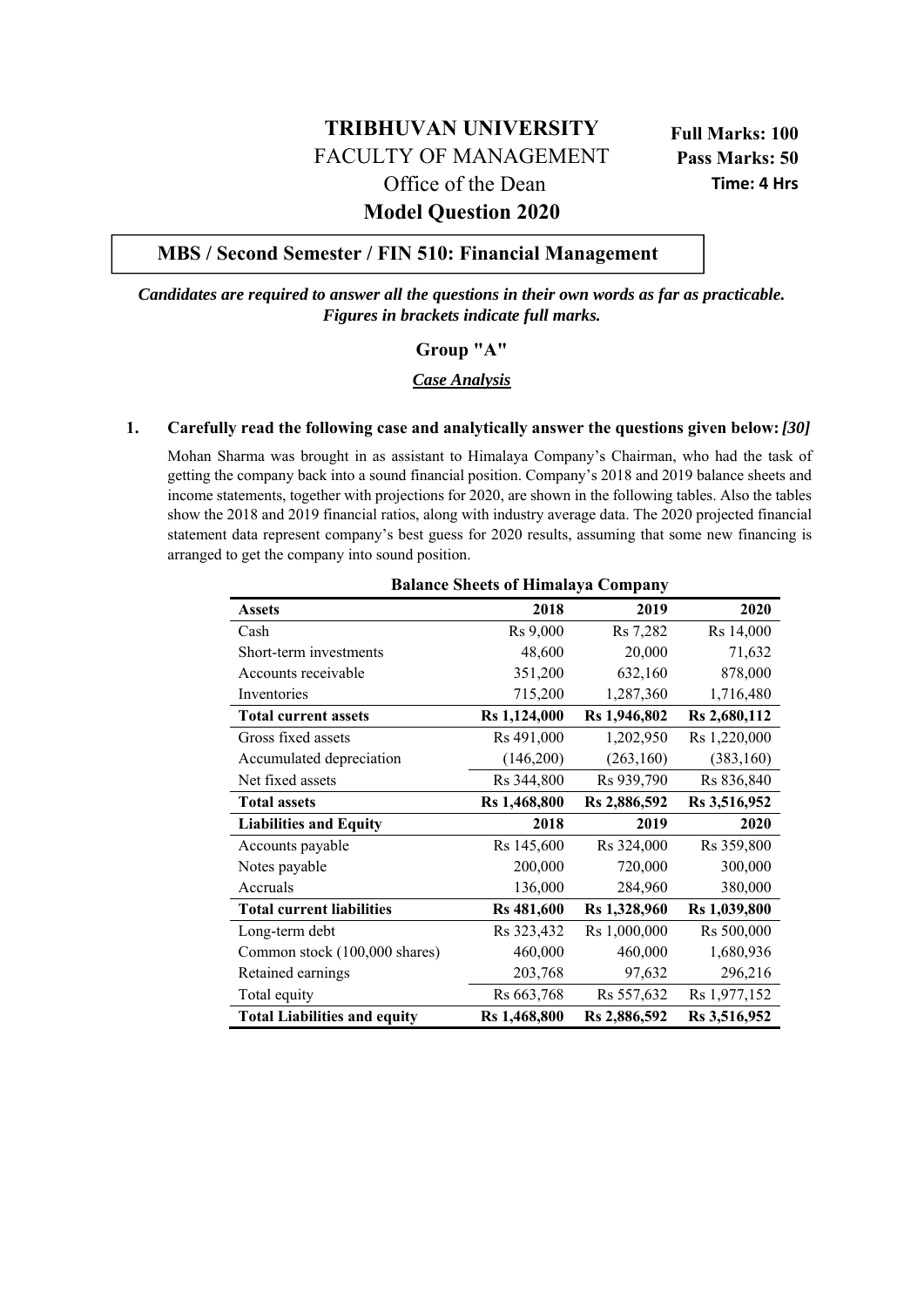# TRIBHUVAN UNIVERSITY

FACULTY OF MANAGEMENT

Office of the Dean

**Model Question 2020**

**Full Marks: 100**
**Pass Marks: 50**
**Time: 4 Hrs**

## MBS / Second Semester / FIN 510: Financial Management

***Candidates are required to answer all the questions in their own words as far as practicable. Figures in brackets indicate full marks.***

### Group "A"

***Case Analysis***

**1. Carefully read the following case and analytically answer the questions given below:** ***[30]***

Mohan Sharma was brought in as assistant to Himalaya Company's Chairman, who had the task of getting the company back into a sound financial position. Company's 2018 and 2019 balance sheets and income statements, together with projections for 2020, are shown in the following tables. Also the tables show the 2018 and 2019 financial ratios, along with industry average data. The 2020 projected financial statement data represent company's best guess for 2020 results, assuming that some new financing is arranged to get the company into sound position.

**Balance Sheets of Himalaya Company**

| Assets | 2018 | 2019 | 2020 |
|---|---|---|---|
| Cash | Rs 9,000 | Rs 7,282 | Rs 14,000 |
| Short-term investments | 48,600 | 20,000 | 71,632 |
| Accounts receivable | 351,200 | 632,160 | 878,000 |
| Inventories | 715,200 | 1,287,360 | 1,716,480 |
| **Total current assets** | **Rs 1,124,000** | **Rs 1,946,802** | **Rs 2,680,112** |
| Gross fixed assets | Rs 491,000 | 1,202,950 | Rs 1,220,000 |
| Accumulated depreciation | (146,200) | (263,160) | (383,160) |
| Net fixed assets | Rs 344,800 | Rs 939,790 | Rs 836,840 |
| **Total assets** | **Rs 1,468,800** | **Rs 2,886,592** | **Rs 3,516,952** |
| **Liabilities and Equity** | **2018** | **2019** | **2020** |
| Accounts payable | Rs 145,600 | Rs 324,000 | Rs 359,800 |
| Notes payable | 200,000 | 720,000 | 300,000 |
| Accruals | 136,000 | 284,960 | 380,000 |
| **Total current liabilities** | **Rs 481,600** | **Rs 1,328,960** | **Rs 1,039,800** |
| Long-term debt | Rs 323,432 | Rs 1,000,000 | Rs 500,000 |
| Common stock (100,000 shares) | 460,000 | 460,000 | 1,680,936 |
| Retained earnings | 203,768 | 97,632 | 296,216 |
| Total equity | Rs 663,768 | Rs 557,632 | Rs 1,977,152 |
| **Total Liabilities and equity** | **Rs 1,468,800** | **Rs 2,886,592** | **Rs 3,516,952** |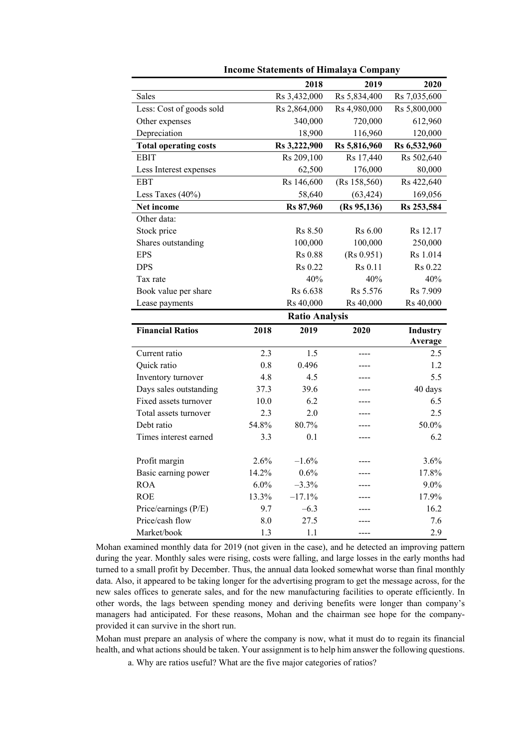**Income Statements of Himalaya Company**

| | 2018 | 2019 | 2020 |
|---|---|---|---|
| Sales | Rs 3,432,000 | Rs 5,834,400 | Rs 7,035,600 |
| Less: Cost of goods sold | Rs 2,864,000 | Rs 4,980,000 | Rs 5,800,000 |
| Other expenses | 340,000 | 720,000 | 612,960 |
| Depreciation | 18,900 | 116,960 | 120,000 |
| **Total operating costs** | **Rs 3,222,900** | **Rs 5,816,960** | **Rs 6,532,960** |
| EBIT | Rs 209,100 | Rs 17,440 | Rs 502,640 |
| Less Interest expenses | 62,500 | 176,000 | 80,000 |
| EBT | Rs 146,600 | (Rs 158,560) | Rs 422,640 |
| Less Taxes (40%) | 58,640 | (63,424) | 169,056 |
| **Net income** | **Rs 87,960** | **(Rs 95,136)** | **Rs 253,584** |
| Other data: | | | |
| Stock price | Rs 8.50 | Rs 6.00 | Rs 12.17 |
| Shares outstanding | 100,000 | 100,000 | 250,000 |
| EPS | Rs 0.88 | (Rs 0.951) | Rs 1.014 |
| DPS | Rs 0.22 | Rs 0.11 | Rs 0.22 |
| Tax rate | 40% | 40% | 40% |
| Book value per share | Rs 6.638 | Rs 5.576 | Rs 7.909 |
| Lease payments | Rs 40,000 | Rs 40,000 | Rs 40,000 |

**Ratio Analysis**

| Financial Ratios | 2018 | 2019 | 2020 | Industry Average |
|---|---|---|---|---|
| Current ratio | 2.3 | 1.5 | ---- | 2.5 |
| Quick ratio | 0.8 | 0.496 | ---- | 1.2 |
| Inventory turnover | 4.8 | 4.5 | ---- | 5.5 |
| Days sales outstanding | 37.3 | 39.6 | ---- | 40 days |
| Fixed assets turnover | 10.0 | 6.2 | ---- | 6.5 |
| Total assets turnover | 2.3 | 2.0 | ---- | 2.5 |
| Debt ratio | 54.8% | 80.7% | ---- | 50.0% |
| Times interest earned | 3.3 | 0.1 | ---- | 6.2 |
| | | | | |
| Profit margin | 2.6% | −1.6% | ---- | 3.6% |
| Basic earning power | 14.2% | 0.6% | ---- | 17.8% |
| ROA | 6.0% | −3.3% | ---- | 9.0% |
| ROE | 13.3% | −17.1% | ---- | 17.9% |
| Price/earnings (P/E) | 9.7 | −6.3 | ---- | 16.2 |
| Price/cash flow | 8.0 | 27.5 | ---- | 7.6 |
| Market/book | 1.3 | 1.1 | ---- | 2.9 |

Mohan examined monthly data for 2019 (not given in the case), and he detected an improving pattern during the year. Monthly sales were rising, costs were falling, and large losses in the early months had turned to a small profit by December. Thus, the annual data looked somewhat worse than final monthly data. Also, it appeared to be taking longer for the advertising program to get the message across, for the new sales offices to generate sales, and for the new manufacturing facilities to operate efficiently. In other words, the lags between spending money and deriving benefits were longer than company's managers had anticipated. For these reasons, Mohan and the chairman see hope for the company-provided it can survive in the short run.

Mohan must prepare an analysis of where the company is now, what it must do to regain its financial health, and what actions should be taken. Your assignment is to help him answer the following questions.

a. Why are ratios useful? What are the five major categories of ratios?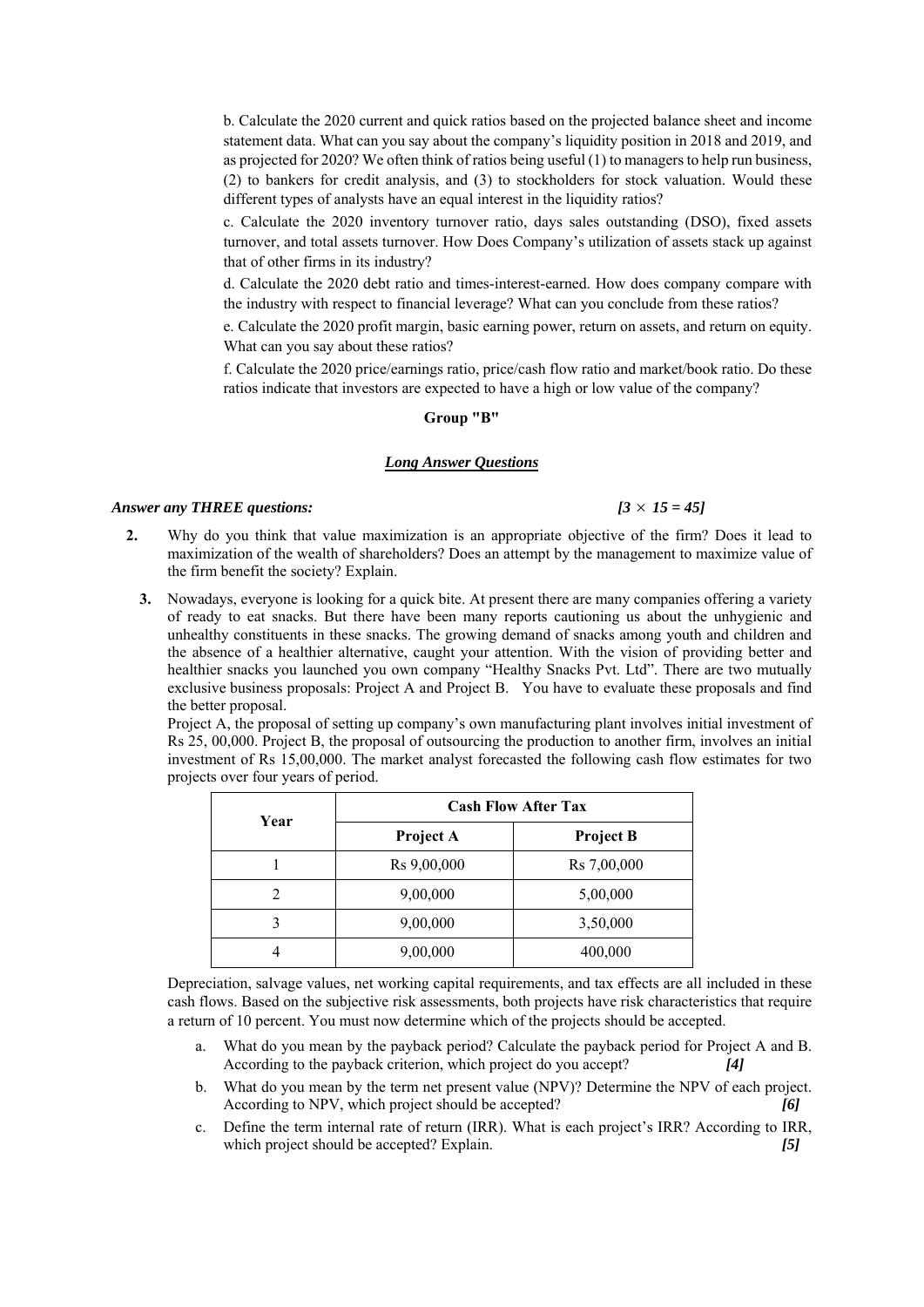b. Calculate the 2020 current and quick ratios based on the projected balance sheet and income statement data. What can you say about the company's liquidity position in 2018 and 2019, and as projected for 2020? We often think of ratios being useful (1) to managers to help run business, (2) to bankers for credit analysis, and (3) to stockholders for stock valuation. Would these different types of analysts have an equal interest in the liquidity ratios?

c. Calculate the 2020 inventory turnover ratio, days sales outstanding (DSO), fixed assets turnover, and total assets turnover. How Does Company's utilization of assets stack up against that of other firms in its industry?

d. Calculate the 2020 debt ratio and times-interest-earned. How does company compare with the industry with respect to financial leverage? What can you conclude from these ratios?

e. Calculate the 2020 profit margin, basic earning power, return on assets, and return on equity. What can you say about these ratios?

f. Calculate the 2020 price/earnings ratio, price/cash flow ratio and market/book ratio. Do these ratios indicate that investors are expected to have a high or low value of the company?

## Group "B"

### *Long Answer Questions*

***Answer any THREE questions:*** ***[3 × 15 = 45]***

**2.** Why do you think that value maximization is an appropriate objective of the firm? Does it lead to maximization of the wealth of shareholders? Does an attempt by the management to maximize value of the firm benefit the society? Explain.

**3.** Nowadays, everyone is looking for a quick bite. At present there are many companies offering a variety of ready to eat snacks. But there have been many reports cautioning us about the unhygienic and unhealthy constituents in these snacks. The growing demand of snacks among youth and children and the absence of a healthier alternative, caught your attention. With the vision of providing better and healthier snacks you launched you own company "Healthy Snacks Pvt. Ltd". There are two mutually exclusive business proposals: Project A and Project B. You have to evaluate these proposals and find the better proposal.

Project A, the proposal of setting up company's own manufacturing plant involves initial investment of Rs 25, 00,000. Project B, the proposal of outsourcing the production to another firm, involves an initial investment of Rs 15,00,000. The market analyst forecasted the following cash flow estimates for two projects over four years of period.

| Year | Cash Flow After Tax | |
|---|---|---|
| | **Project A** | **Project B** |
| 1 | Rs 9,00,000 | Rs 7,00,000 |
| 2 | 9,00,000 | 5,00,000 |
| 3 | 9,00,000 | 3,50,000 |
| 4 | 9,00,000 | 400,000 |

Depreciation, salvage values, net working capital requirements, and tax effects are all included in these cash flows. Based on the subjective risk assessments, both projects have risk characteristics that require a return of 10 percent. You must now determine which of the projects should be accepted.

a. What do you mean by the payback period? Calculate the payback period for Project A and B. According to the payback criterion, which project do you accept? ***[4]***

b. What do you mean by the term net present value (NPV)? Determine the NPV of each project. According to NPV, which project should be accepted? ***[6]***

c. Define the term internal rate of return (IRR). What is each project's IRR? According to IRR, which project should be accepted? Explain. ***[5]***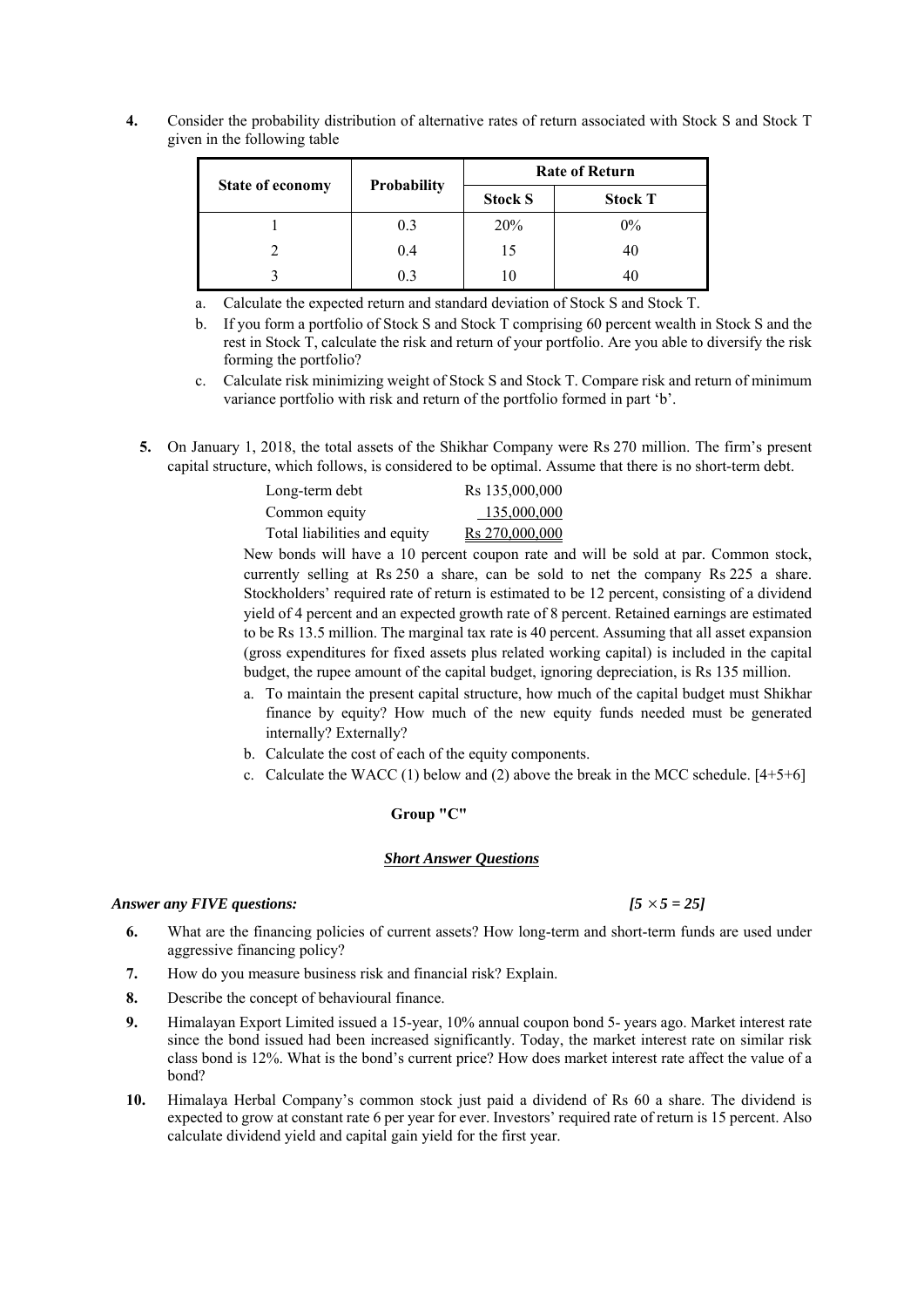4. Consider the probability distribution of alternative rates of return associated with Stock S and Stock T given in the following table

| State of economy | Probability | Rate of Return | |
|---|---|---|---|
| | | Stock S | Stock T |
| 1 | 0.3 | 20% | 0% |
| 2 | 0.4 | 15 | 40 |
| 3 | 0.3 | 10 | 40 |

a. Calculate the expected return and standard deviation of Stock S and Stock T.

b. If you form a portfolio of Stock S and Stock T comprising 60 percent wealth in Stock S and the rest in Stock T, calculate the risk and return of your portfolio. Are you able to diversify the risk forming the portfolio?

c. Calculate risk minimizing weight of Stock S and Stock T. Compare risk and return of minimum variance portfolio with risk and return of the portfolio formed in part 'b'.

5. On January 1, 2018, the total assets of the Shikhar Company were Rs 270 million. The firm's present capital structure, which follows, is considered to be optimal. Assume that there is no short-term debt.

| | |
|---|---|
| Long-term debt | Rs 135,000,000 |
| Common equity | 135,000,000 |
| Total liabilities and equity | Rs 270,000,000 |

New bonds will have a 10 percent coupon rate and will be sold at par. Common stock, currently selling at Rs 250 a share, can be sold to net the company Rs 225 a share. Stockholders' required rate of return is estimated to be 12 percent, consisting of a dividend yield of 4 percent and an expected growth rate of 8 percent. Retained earnings are estimated to be Rs 13.5 million. The marginal tax rate is 40 percent. Assuming that all asset expansion (gross expenditures for fixed assets plus related working capital) is included in the capital budget, the rupee amount of the capital budget, ignoring depreciation, is Rs 135 million.

a. To maintain the present capital structure, how much of the capital budget must Shikhar finance by equity? How much of the new equity funds needed must be generated internally? Externally?

b. Calculate the cost of each of the equity components.

c. Calculate the WACC (1) below and (2) above the break in the MCC schedule. [4+5+6]

## Group "C"

### ***Short Answer Questions***

***Answer any FIVE questions:*** ***[5 × 5 = 25]***

6. What are the financing policies of current assets? How long-term and short-term funds are used under aggressive financing policy?

7. How do you measure business risk and financial risk? Explain.

8. Describe the concept of behavioural finance.

9. Himalayan Export Limited issued a 15-year, 10% annual coupon bond 5- years ago. Market interest rate since the bond issued had been increased significantly. Today, the market interest rate on similar risk class bond is 12%. What is the bond's current price? How does market interest rate affect the value of a bond?

10. Himalaya Herbal Company's common stock just paid a dividend of Rs 60 a share. The dividend is expected to grow at constant rate 6 per year for ever. Investors' required rate of return is 15 percent. Also calculate dividend yield and capital gain yield for the first year.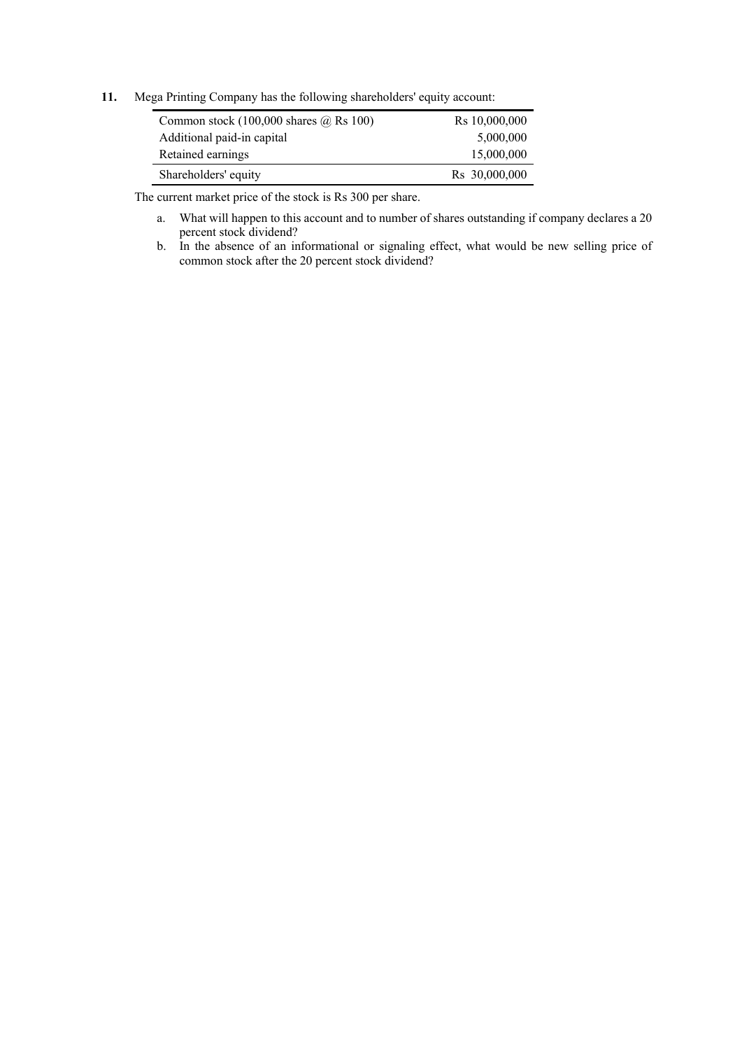**11.** Mega Printing Company has the following shareholders' equity account:

| | |
|---|---|
| Common stock (100,000 shares @ Rs 100) | Rs 10,000,000 |
| Additional paid-in capital | 5,000,000 |
| Retained earnings | 15,000,000 |
| Shareholders' equity | Rs 30,000,000 |

The current market price of the stock is Rs 300 per share.

a. What will happen to this account and to number of shares outstanding if company declares a 20 percent stock dividend?

b. In the absence of an informational or signaling effect, what would be new selling price of common stock after the 20 percent stock dividend?